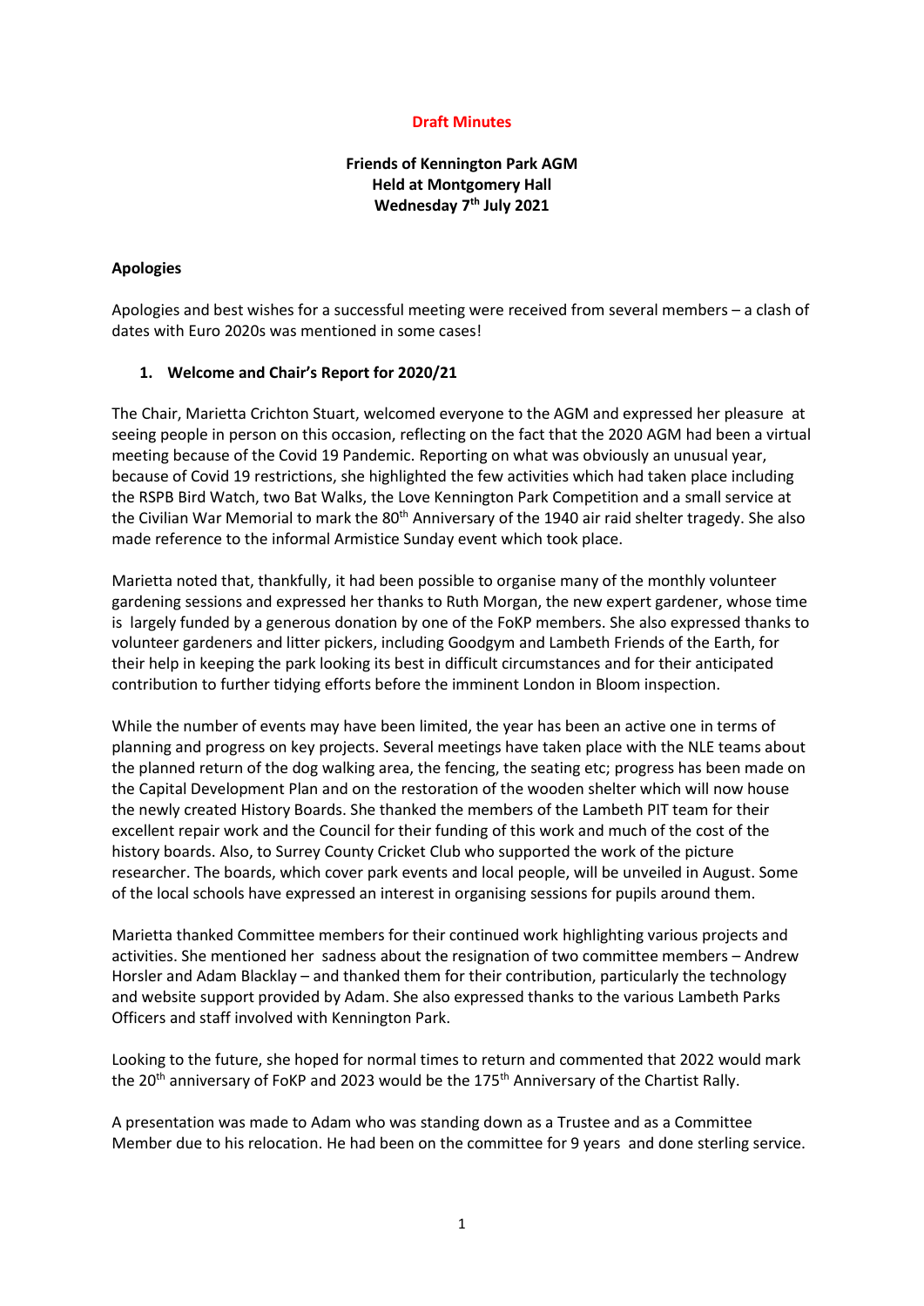**Draft Minutes**

**Friends of Kennington Park AGM**
**Held at Montgomery Hall**
**Wednesday 7th July 2021**

**Apologies**

Apologies and best wishes for a successful meeting were received from several members – a clash of dates with Euro 2020s was mentioned in some cases!

**1. Welcome and Chair's Report for 2020/21**

The Chair, Marietta Crichton Stuart, welcomed everyone to the AGM and expressed her pleasure at seeing people in person on this occasion, reflecting on the fact that the 2020 AGM had been a virtual meeting because of the Covid 19 Pandemic. Reporting on what was obviously an unusual year, because of Covid 19 restrictions, she highlighted the few activities which had taken place including the RSPB Bird Watch, two Bat Walks, the Love Kennington Park Competition and a small service at the Civilian War Memorial to mark the 80th Anniversary of the 1940 air raid shelter tragedy. She also made reference to the informal Armistice Sunday event which took place.

Marietta noted that, thankfully, it had been possible to organise many of the monthly volunteer gardening sessions and expressed her thanks to Ruth Morgan, the new expert gardener, whose time is largely funded by a generous donation by one of the FoKP members. She also expressed thanks to volunteer gardeners and litter pickers, including Goodgym and Lambeth Friends of the Earth, for their help in keeping the park looking its best in difficult circumstances and for their anticipated contribution to further tidying efforts before the imminent London in Bloom inspection.

While the number of events may have been limited, the year has been an active one in terms of planning and progress on key projects. Several meetings have taken place with the NLE teams about the planned return of the dog walking area, the fencing, the seating etc; progress has been made on the Capital Development Plan and on the restoration of the wooden shelter which will now house the newly created History Boards. She thanked the members of the Lambeth PIT team for their excellent repair work and the Council for their funding of this work and much of the cost of the history boards. Also, to Surrey County Cricket Club who supported the work of the picture researcher. The boards, which cover park events and local people, will be unveiled in August. Some of the local schools have expressed an interest in organising sessions for pupils around them.

Marietta thanked Committee members for their continued work highlighting various projects and activities. She mentioned her sadness about the resignation of two committee members – Andrew Horsler and Adam Blacklay – and thanked them for their contribution, particularly the technology and website support provided by Adam. She also expressed thanks to the various Lambeth Parks Officers and staff involved with Kennington Park.

Looking to the future, she hoped for normal times to return and commented that 2022 would mark the 20th anniversary of FoKP and 2023 would be the 175th Anniversary of the Chartist Rally.

A presentation was made to Adam who was standing down as a Trustee and as a Committee Member due to his relocation. He had been on the committee for 9 years and done sterling service.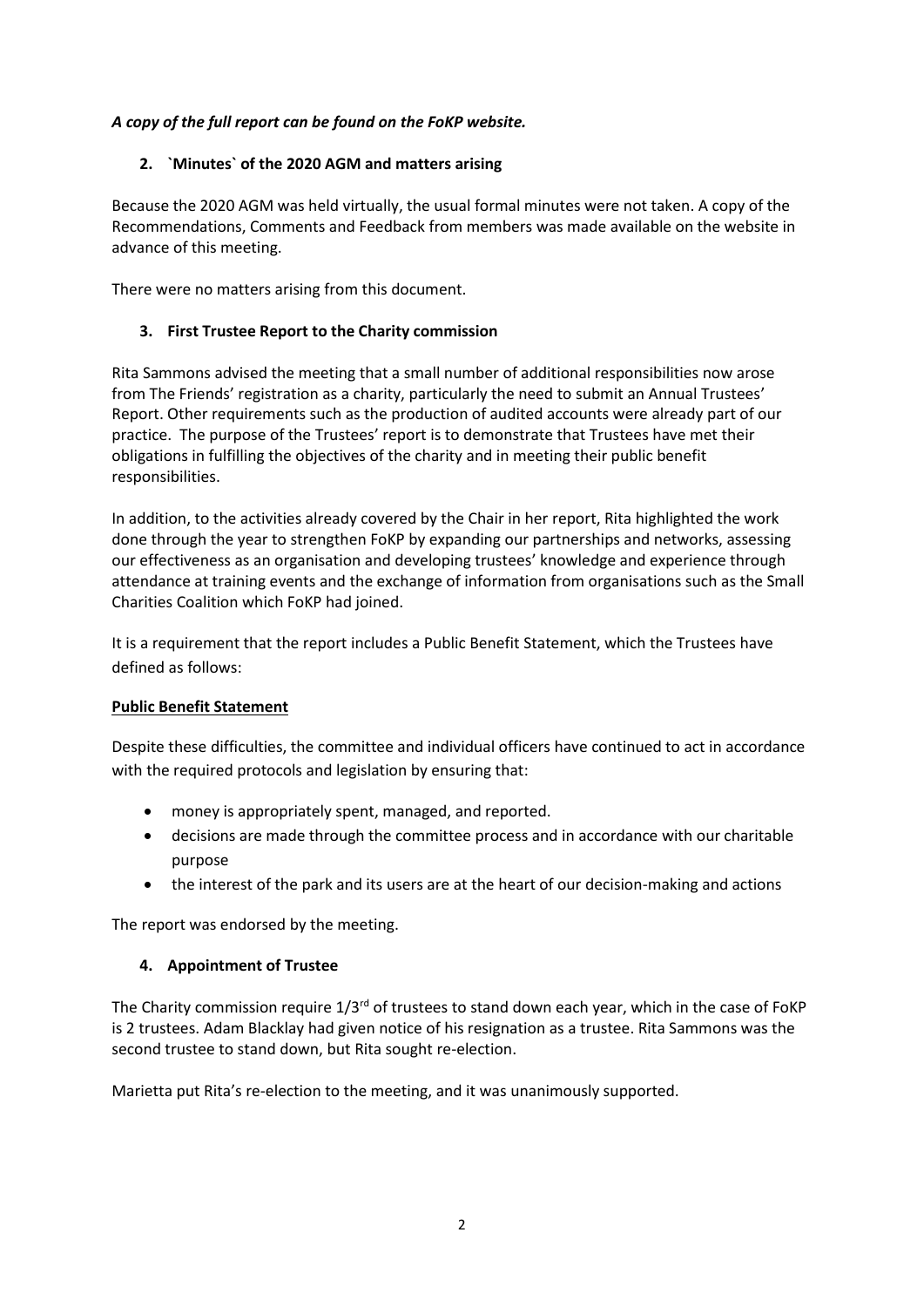***A copy of the full report can be found on the FoKP website.***

## 2. `Minutes` of the 2020 AGM and matters arising

Because the 2020 AGM was held virtually, the usual formal minutes were not taken. A copy of the Recommendations, Comments and Feedback from members was made available on the website in advance of this meeting.

There were no matters arising from this document.

## 3. First Trustee Report to the Charity commission

Rita Sammons advised the meeting that a small number of additional responsibilities now arose from The Friends' registration as a charity, particularly the need to submit an Annual Trustees' Report. Other requirements such as the production of audited accounts were already part of our practice. The purpose of the Trustees' report is to demonstrate that Trustees have met their obligations in fulfilling the objectives of the charity and in meeting their public benefit responsibilities.

In addition, to the activities already covered by the Chair in her report, Rita highlighted the work done through the year to strengthen FoKP by expanding our partnerships and networks, assessing our effectiveness as an organisation and developing trustees' knowledge and experience through attendance at training events and the exchange of information from organisations such as the Small Charities Coalition which FoKP had joined.

It is a requirement that the report includes a Public Benefit Statement, which the Trustees have defined as follows:

**Public Benefit Statement**

Despite these difficulties, the committee and individual officers have continued to act in accordance with the required protocols and legislation by ensuring that:

- money is appropriately spent, managed, and reported.
- decisions are made through the committee process and in accordance with our charitable purpose
- the interest of the park and its users are at the heart of our decision-making and actions

The report was endorsed by the meeting.

## 4. Appointment of Trustee

The Charity commission require 1/3rd of trustees to stand down each year, which in the case of FoKP is 2 trustees. Adam Blacklay had given notice of his resignation as a trustee. Rita Sammons was the second trustee to stand down, but Rita sought re-election.

Marietta put Rita's re-election to the meeting, and it was unanimously supported.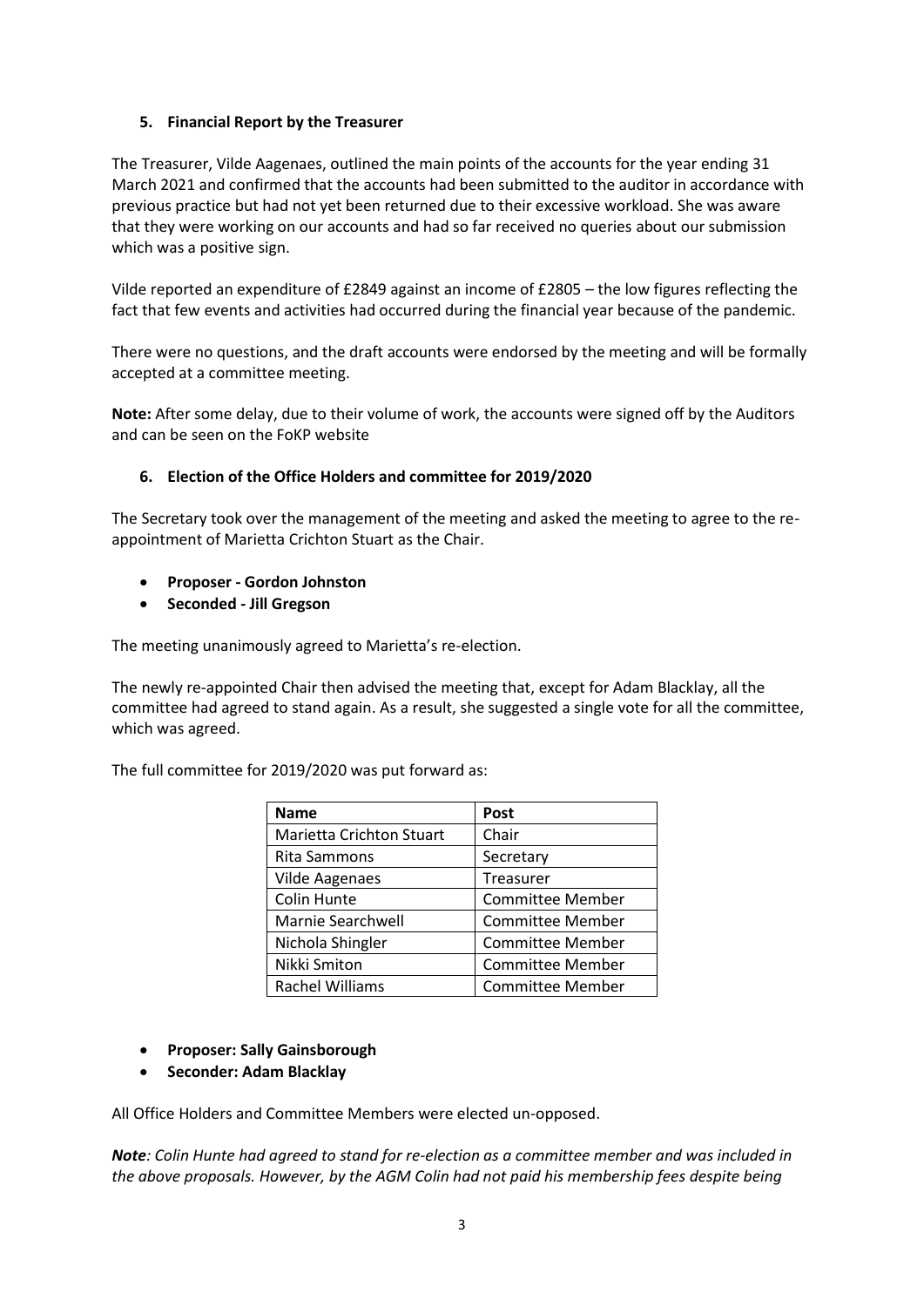**5. Financial Report by the Treasurer**

The Treasurer, Vilde Aagenaes, outlined the main points of the accounts for the year ending 31 March 2021 and confirmed that the accounts had been submitted to the auditor in accordance with previous practice but had not yet been returned due to their excessive workload. She was aware that they were working on our accounts and had so far received no queries about our submission which was a positive sign.

Vilde reported an expenditure of £2849 against an income of £2805 – the low figures reflecting the fact that few events and activities had occurred during the financial year because of the pandemic.

There were no questions, and the draft accounts were endorsed by the meeting and will be formally accepted at a committee meeting.

**Note:** After some delay, due to their volume of work, the accounts were signed off by the Auditors and can be seen on the FoKP website

**6. Election of the Office Holders and committee for 2019/2020**

The Secretary took over the management of the meeting and asked the meeting to agree to the re-appointment of Marietta Crichton Stuart as the Chair.

- **Proposer - Gordon Johnston**
- **Seconded - Jill Gregson**

The meeting unanimously agreed to Marietta's re-election.

The newly re-appointed Chair then advised the meeting that, except for Adam Blacklay, all the committee had agreed to stand again. As a result, she suggested a single vote for all the committee, which was agreed.

The full committee for 2019/2020 was put forward as:

| Name | Post |
|---|---|
| Marietta Crichton Stuart | Chair |
| Rita Sammons | Secretary |
| Vilde Aagenaes | Treasurer |
| Colin Hunte | Committee Member |
| Marnie Searchwell | Committee Member |
| Nichola Shingler | Committee Member |
| Nikki Smiton | Committee Member |
| Rachel Williams | Committee Member |

- **Proposer: Sally Gainsborough**
- **Seconder: Adam Blacklay**

All Office Holders and Committee Members were elected un-opposed.

***Note**: Colin Hunte had agreed to stand for re-election as a committee member and was included in the above proposals. However, by the AGM Colin had not paid his membership fees despite being*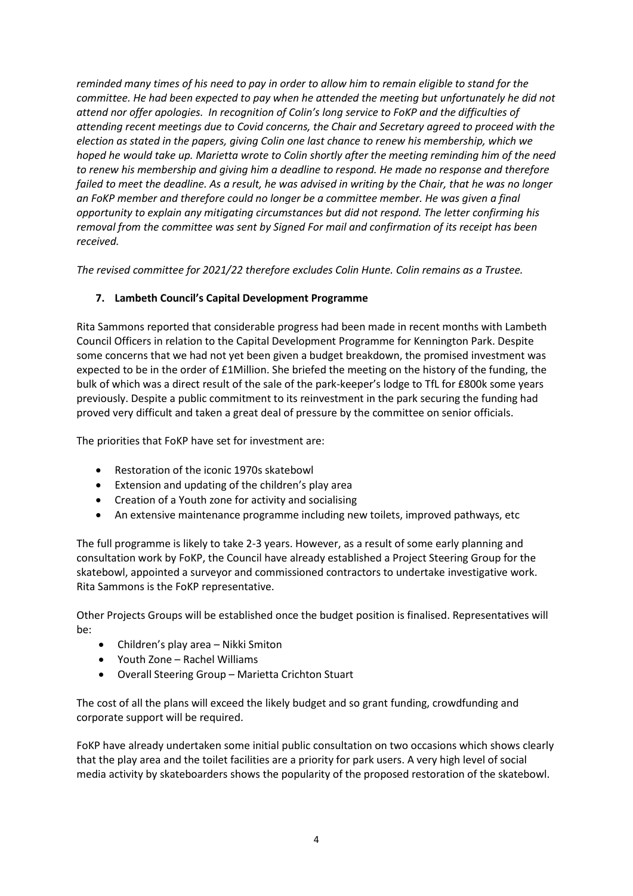*reminded many times of his need to pay in order to allow him to remain eligible to stand for the committee. He had been expected to pay when he attended the meeting but unfortunately he did not attend nor offer apologies. In recognition of Colin's long service to FoKP and the difficulties of attending recent meetings due to Covid concerns, the Chair and Secretary agreed to proceed with the election as stated in the papers, giving Colin one last chance to renew his membership, which we hoped he would take up. Marietta wrote to Colin shortly after the meeting reminding him of the need to renew his membership and giving him a deadline to respond. He made no response and therefore failed to meet the deadline. As a result, he was advised in writing by the Chair, that he was no longer an FoKP member and therefore could no longer be a committee member. He was given a final opportunity to explain any mitigating circumstances but did not respond. The letter confirming his removal from the committee was sent by Signed For mail and confirmation of its receipt has been received.*

*The revised committee for 2021/22 therefore excludes Colin Hunte. Colin remains as a Trustee.*

## 7. Lambeth Council's Capital Development Programme

Rita Sammons reported that considerable progress had been made in recent months with Lambeth Council Officers in relation to the Capital Development Programme for Kennington Park. Despite some concerns that we had not yet been given a budget breakdown, the promised investment was expected to be in the order of £1Million. She briefed the meeting on the history of the funding, the bulk of which was a direct result of the sale of the park-keeper's lodge to TfL for £800k some years previously. Despite a public commitment to its reinvestment in the park securing the funding had proved very difficult and taken a great deal of pressure by the committee on senior officials.

The priorities that FoKP have set for investment are:

- Restoration of the iconic 1970s skatebowl
- Extension and updating of the children's play area
- Creation of a Youth zone for activity and socialising
- An extensive maintenance programme including new toilets, improved pathways, etc

The full programme is likely to take 2-3 years. However, as a result of some early planning and consultation work by FoKP, the Council have already established a Project Steering Group for the skatebowl, appointed a surveyor and commissioned contractors to undertake investigative work. Rita Sammons is the FoKP representative.

Other Projects Groups will be established once the budget position is finalised. Representatives will be:

- Children's play area – Nikki Smiton
- Youth Zone – Rachel Williams
- Overall Steering Group – Marietta Crichton Stuart

The cost of all the plans will exceed the likely budget and so grant funding, crowdfunding and corporate support will be required.

FoKP have already undertaken some initial public consultation on two occasions which shows clearly that the play area and the toilet facilities are a priority for park users. A very high level of social media activity by skateboarders shows the popularity of the proposed restoration of the skatebowl.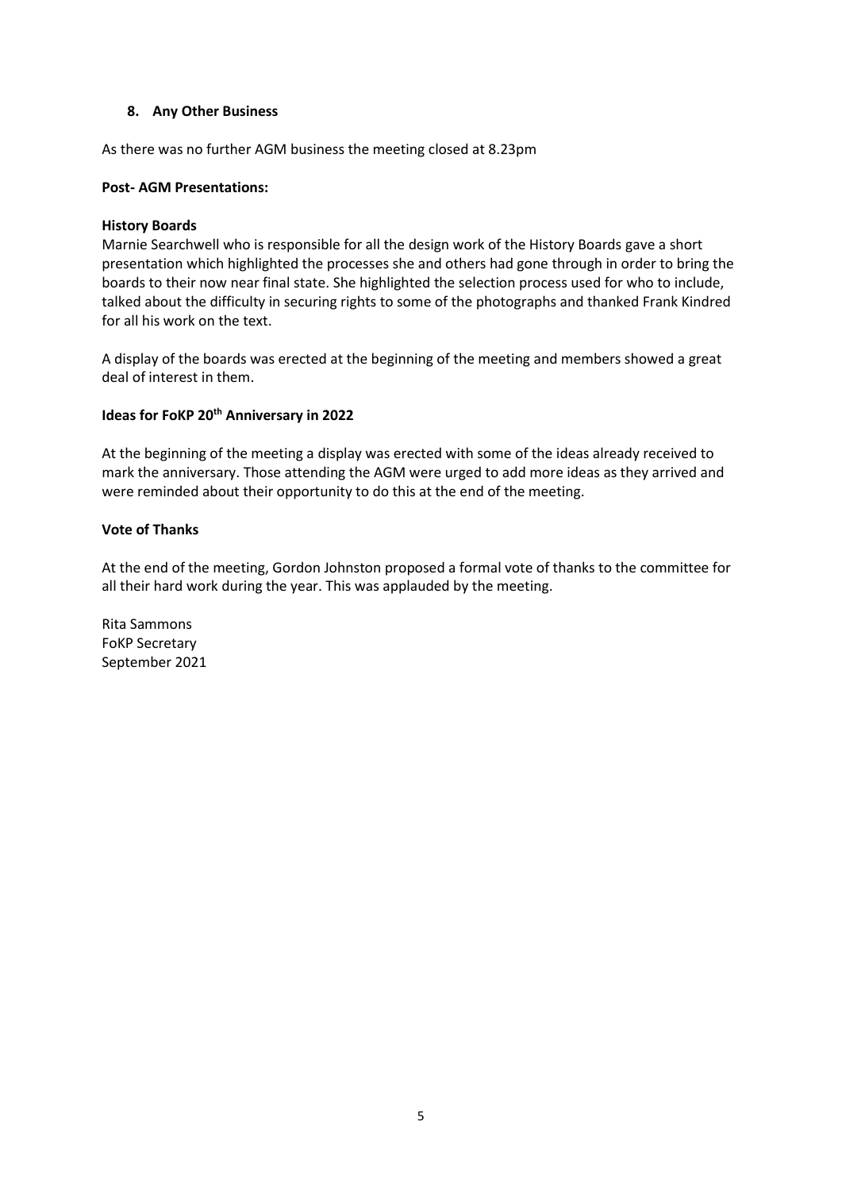## 8. Any Other Business

As there was no further AGM business the meeting closed at 8.23pm

**Post- AGM Presentations:**

**History Boards**

Marnie Searchwell who is responsible for all the design work of the History Boards gave a short presentation which highlighted the processes she and others had gone through in order to bring the boards to their now near final state. She highlighted the selection process used for who to include, talked about the difficulty in securing rights to some of the photographs and thanked Frank Kindred for all his work on the text.

A display of the boards was erected at the beginning of the meeting and members showed a great deal of interest in them.

**Ideas for FoKP 20th Anniversary in 2022**

At the beginning of the meeting a display was erected with some of the ideas already received to mark the anniversary. Those attending the AGM were urged to add more ideas as they arrived and were reminded about their opportunity to do this at the end of the meeting.

**Vote of Thanks**

At the end of the meeting, Gordon Johnston proposed a formal vote of thanks to the committee for all their hard work during the year. This was applauded by the meeting.

Rita Sammons
FoKP Secretary
September 2021